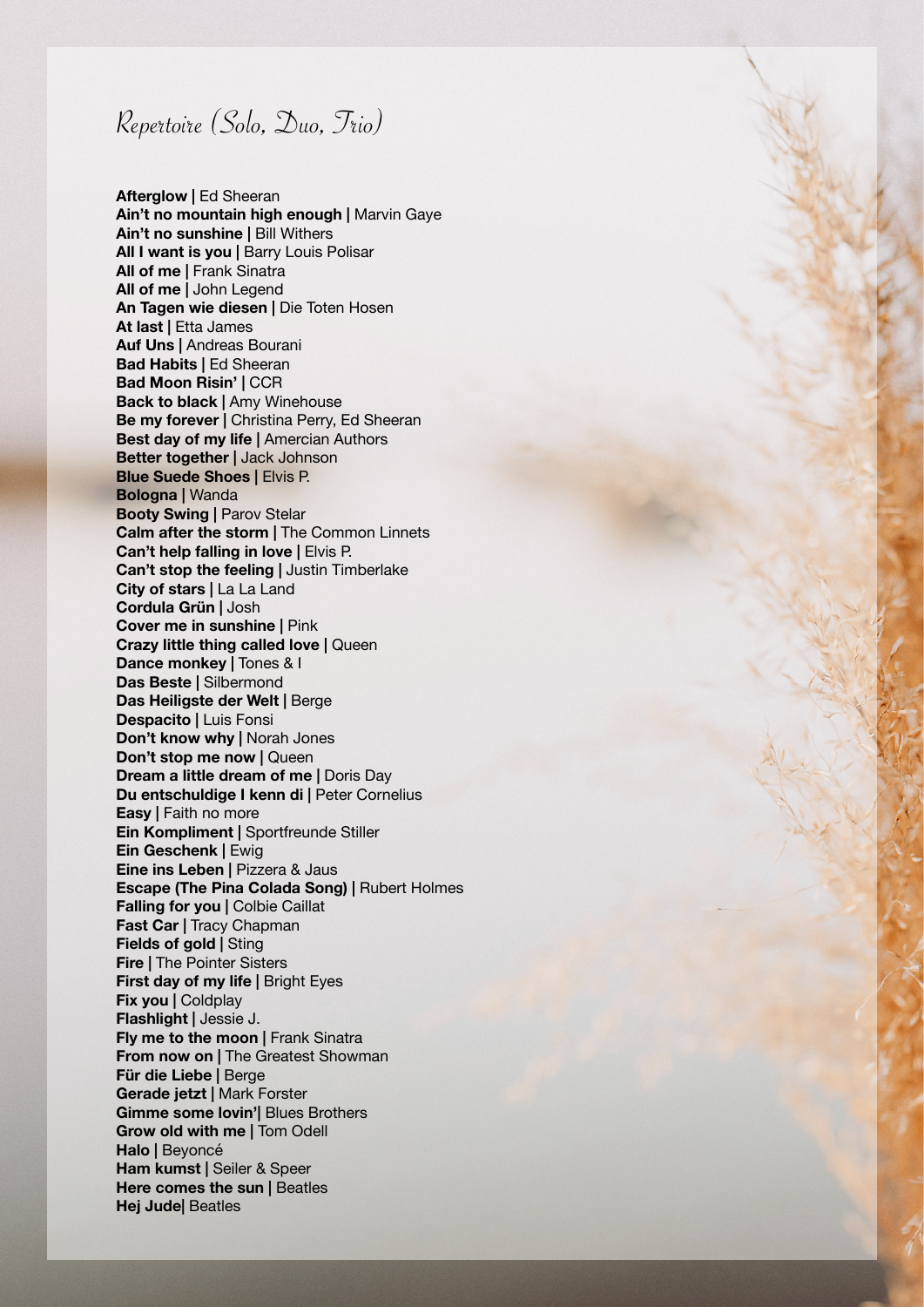# Repertoire (Solo, Duo, Trio)

**Afterglow |** Ed Sheeran
**Ain't no mountain high enough |** Marvin Gaye
**Ain't no sunshine |** Bill Withers
**All I want is you |** Barry Louis Polisar
**All of me |** Frank Sinatra
**All of me |** John Legend
**An Tagen wie diesen |** Die Toten Hosen
**At last |** Etta James
**Auf Uns |** Andreas Bourani
**Bad Habits |** Ed Sheeran
**Bad Moon Risin' |** CCR
**Back to black |** Amy Winehouse
**Be my forever |** Christina Perry, Ed Sheeran
**Best day of my life |** Amercian Authors
**Better together |** Jack Johnson
**Blue Suede Shoes |** Elvis P.
**Bologna |** Wanda
**Booty Swing |** Parov Stelar
**Calm after the storm |** The Common Linnets
**Can't help falling in love |** Elvis P.
**Can't stop the feeling |** Justin Timberlake
**City of stars |** La La Land
**Cordula Grün |** Josh
**Cover me in sunshine |** Pink
**Crazy little thing called love |** Queen
**Dance monkey |** Tones & I
**Das Beste |** Silbermond
**Das Heiligste der Welt |** Berge
**Despacito |** Luis Fonsi
**Don't know why |** Norah Jones
**Don't stop me now |** Queen
**Dream a little dream of me |** Doris Day
**Du entschuldige I kenn di |** Peter Cornelius
**Easy |** Faith no more
**Ein Kompliment |** Sportfreunde Stiller
**Ein Geschenk |** Ewig
**Eine ins Leben |** Pizzera & Jaus
**Escape (The Pina Colada Song) |** Rubert Holmes
**Falling for you |** Colbie Caillat
**Fast Car |** Tracy Chapman
**Fields of gold |** Sting
**Fire |** The Pointer Sisters
**First day of my life |** Bright Eyes
**Fix you |** Coldplay
**Flashlight |** Jessie J.
**Fly me to the moon |** Frank Sinatra
**From now on |** The Greatest Showman
**Für die Liebe |** Berge
**Gerade jetzt |** Mark Forster
**Gimme some lovin'|** Blues Brothers
**Grow old with me |** Tom Odell
**Halo |** Beyoncé
**Ham kumst |** Seiler & Speer
**Here comes the sun |** Beatles
**Hej Jude|** Beatles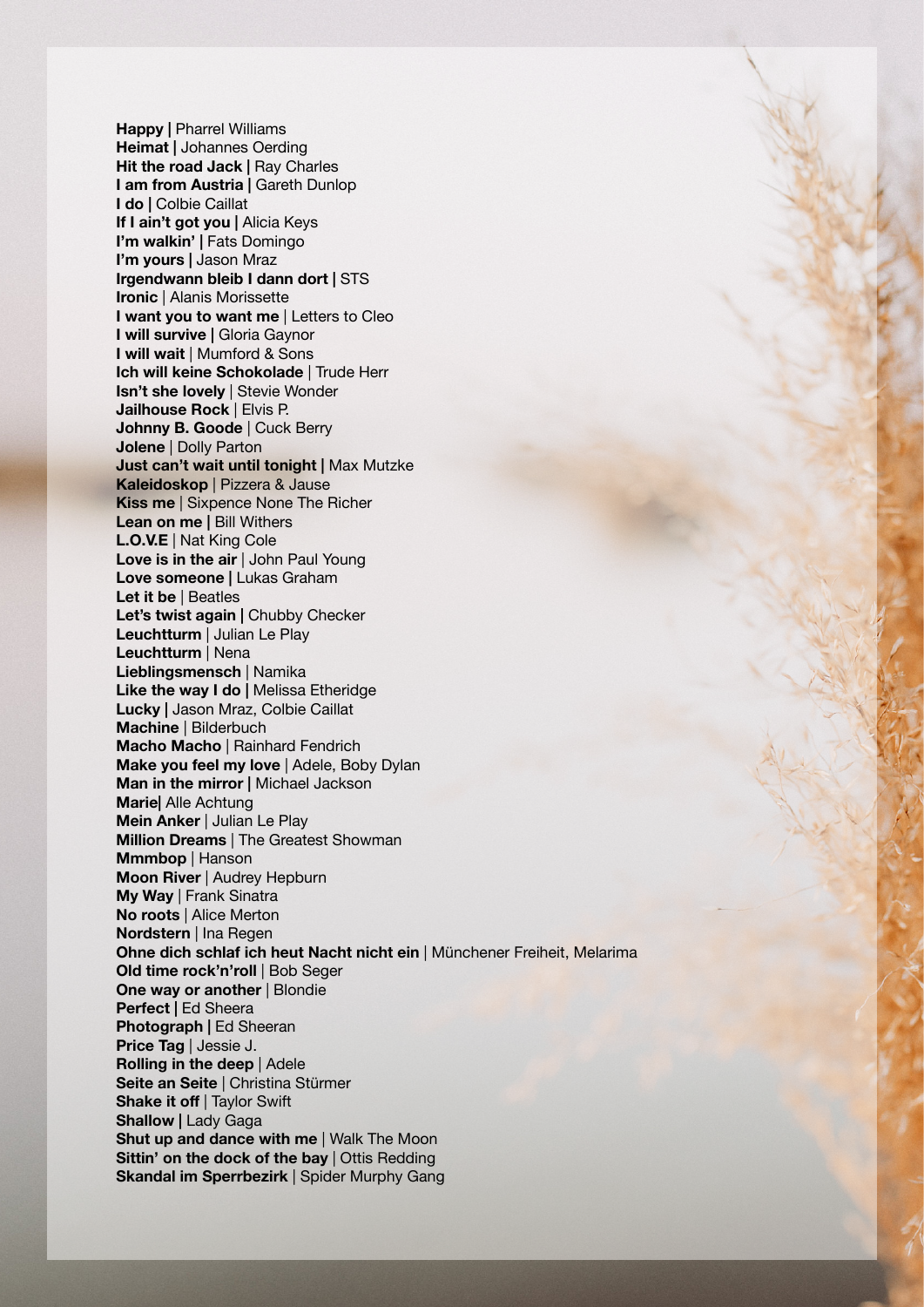**Happy |** Pharrel Williams
**Heimat |** Johannes Oerding
**Hit the road Jack |** Ray Charles
**I am from Austria |** Gareth Dunlop
**I do |** Colbie Caillat
**If I ain't got you |** Alicia Keys
**I'm walkin' |** Fats Domingo
**I'm yours |** Jason Mraz
**Irgendwann bleib I dann dort |** STS
**Ironic** | Alanis Morissette
**I want you to want me** | Letters to Cleo
**I will survive |** Gloria Gaynor
**I will wait** | Mumford & Sons
**Ich will keine Schokolade** | Trude Herr
**Isn't she lovely** | Stevie Wonder
**Jailhouse Rock** | Elvis P.
**Johnny B. Goode** | Cuck Berry
**Jolene** | Dolly Parton
**Just can't wait until tonight |** Max Mutzke
**Kaleidoskop** | Pizzera & Jause
**Kiss me** | Sixpence None The Richer
**Lean on me |** Bill Withers
**L.O.V.E** | Nat King Cole
**Love is in the air** | John Paul Young
**Love someone |** Lukas Graham
**Let it be** | Beatles
**Let's twist again |** Chubby Checker
**Leuchtturm** | Julian Le Play
**Leuchtturm** | Nena
**Lieblingsmensch** | Namika
**Like the way I do |** Melissa Etheridge
**Lucky |** Jason Mraz, Colbie Caillat
**Machine** | Bilderbuch
**Macho Macho** | Rainhard Fendrich
**Make you feel my love** | Adele, Boby Dylan
**Man in the mirror |** Michael Jackson
**Marie|** Alle Achtung
**Mein Anker** | Julian Le Play
**Million Dreams** | The Greatest Showman
**Mmmbop** | Hanson
**Moon River** | Audrey Hepburn
**My Way** | Frank Sinatra
**No roots** | Alice Merton
**Nordstern** | Ina Regen
**Ohne dich schlaf ich heut Nacht nicht ein** | Münchener Freiheit, Melarima
**Old time rock'n'roll** | Bob Seger
**One way or another** | Blondie
**Perfect |** Ed Sheera
**Photograph |** Ed Sheeran
**Price Tag** | Jessie J.
**Rolling in the deep** | Adele
**Seite an Seite** | Christina Stürmer
**Shake it off** | Taylor Swift
**Shallow |** Lady Gaga
**Shut up and dance with me** | Walk The Moon
**Sittin' on the dock of the bay** | Ottis Redding
**Skandal im Sperrbezirk** | Spider Murphy Gang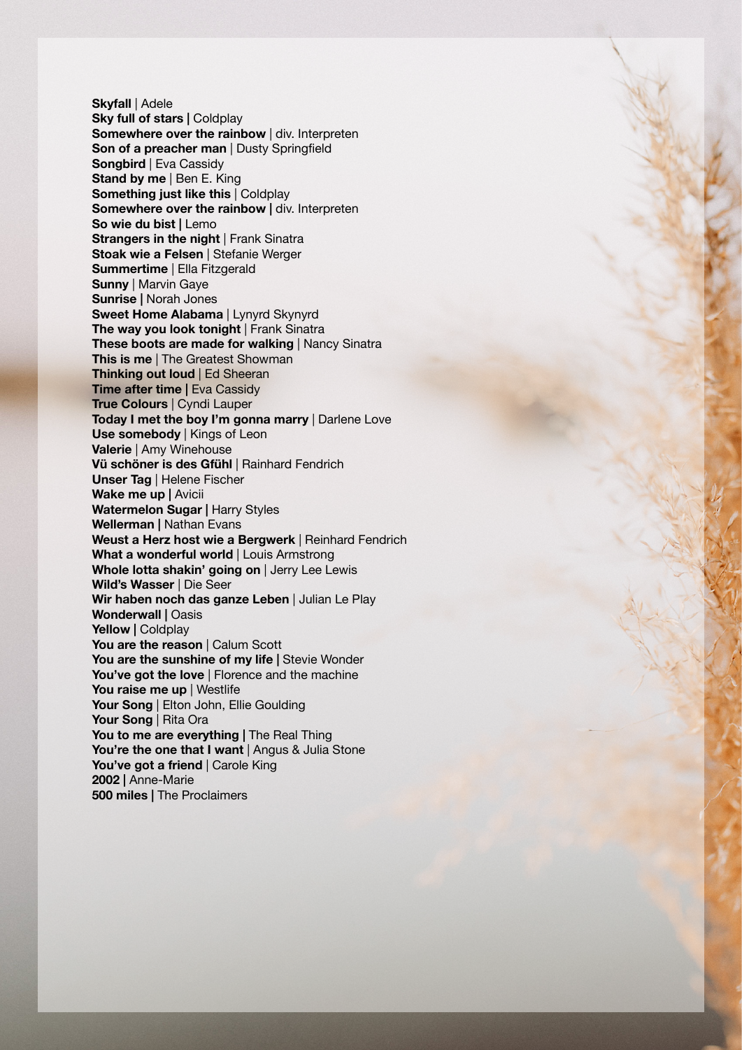**Skyfall** | Adele
**Sky full of stars |** Coldplay
**Somewhere over the rainbow** | div. Interpreten
**Son of a preacher man** | Dusty Springfield
**Songbird** | Eva Cassidy
**Stand by me** | Ben E. King
**Something just like this** | Coldplay
**Somewhere over the rainbow |** div. Interpreten
**So wie du bist |** Lemo
**Strangers in the night** | Frank Sinatra
**Stoak wie a Felsen** | Stefanie Werger
**Summertime** | Ella Fitzgerald
**Sunny** | Marvin Gaye
**Sunrise |** Norah Jones
**Sweet Home Alabama** | Lynyrd Skynyrd
**The way you look tonight** | Frank Sinatra
**These boots are made for walking** | Nancy Sinatra
**This is me** | The Greatest Showman
**Thinking out loud** | Ed Sheeran
**Time after time |** Eva Cassidy
**True Colours** | Cyndi Lauper
**Today I met the boy I'm gonna marry** | Darlene Love
**Use somebody** | Kings of Leon
**Valerie** | Amy Winehouse
**Vü schöner is des Gfühl** | Rainhard Fendrich
**Unser Tag** | Helene Fischer
**Wake me up |** Avicii
**Watermelon Sugar |** Harry Styles
**Wellerman |** Nathan Evans
**Weust a Herz host wie a Bergwerk** | Reinhard Fendrich
**What a wonderful world** | Louis Armstrong
**Whole lotta shakin' going on** | Jerry Lee Lewis
**Wild's Wasser** | Die Seer
**Wir haben noch das ganze Leben** | Julian Le Play
**Wonderwall |** Oasis
**Yellow |** Coldplay
**You are the reason** | Calum Scott
**You are the sunshine of my life |** Stevie Wonder
**You've got the love** | Florence and the machine
**You raise me up** | Westlife
**Your Song** | Elton John, Ellie Goulding
**Your Song** | Rita Ora
**You to me are everything |** The Real Thing
**You're the one that I want** | Angus & Julia Stone
**You've got a friend** | Carole King
**2002 |** Anne-Marie
**500 miles |** The Proclaimers